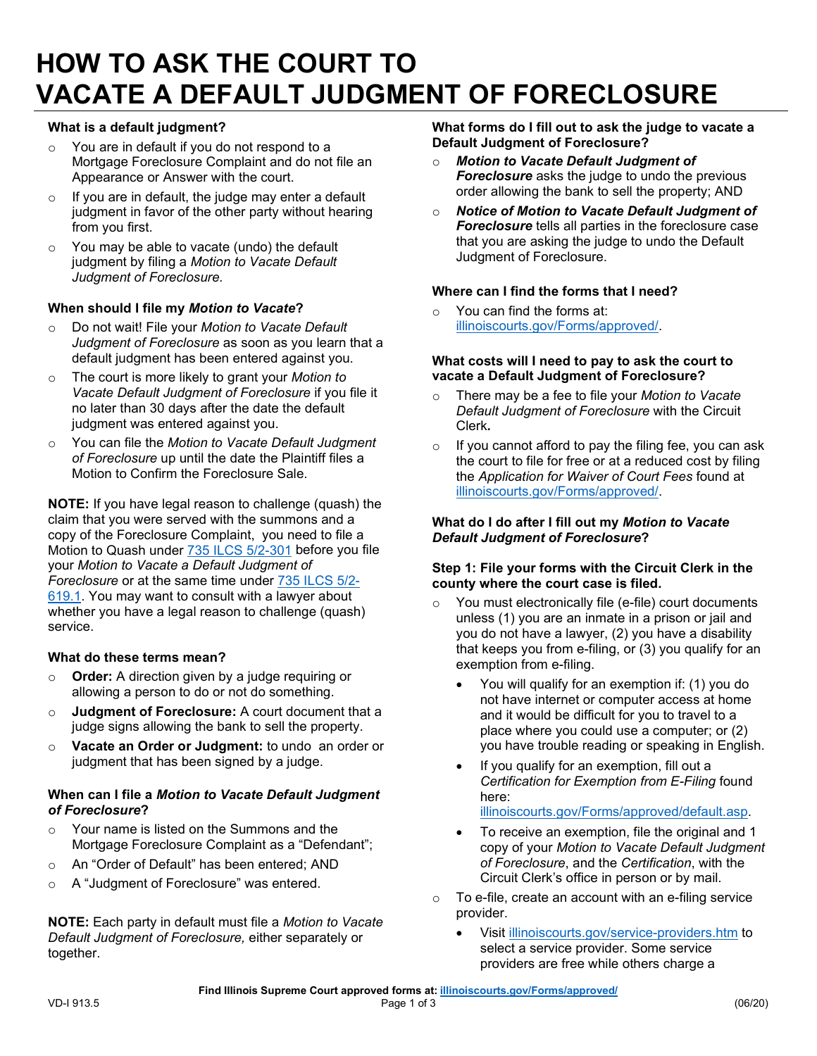# HOW TO ASK THE COURT TO VACATE A DEFAULT JUDGMENT OF FORECLOSURE

### What is a default judgment?

- You are in default if you do not respond to a Mortgage Foreclosure Complaint and do not file an Appearance or Answer with the court.
- If you are in default, the judge may enter a default judgment in favor of the other party without hearing from you first.
- You may be able to vacate (undo) the default judgment by filing a *Motion to Vacate Default Judgment of Foreclosure.*

### When should I file my *Motion to Vacate*?

- Do not wait! File your *Motion to Vacate Default Judgment of Foreclosure* as soon as you learn that a default judgment has been entered against you.
- The court is more likely to grant your *Motion to Vacate Default Judgment of Foreclosure* if you file it no later than 30 days after the date the default judgment was entered against you.
- You can file the *Motion to Vacate Default Judgment of Foreclosure* up until the date the Plaintiff files a Motion to Confirm the Foreclosure Sale.

**NOTE:** If you have legal reason to challenge (quash) the claim that you were served with the summons and a copy of the Foreclosure Complaint, you need to file a Motion to Quash under [735 ILCS 5/2-301](735 ILCS 5/2-301) before you file your *Motion to Vacate a Default Judgment of Foreclosure* or at the same time under [735 ILCS 5/2-619.1](735 ILCS 5/2-619.1). You may want to consult with a lawyer about whether you have a legal reason to challenge (quash) service.

### What do these terms mean?

- **Order:** A direction given by a judge requiring or allowing a person to do or not do something.
- **Judgment of Foreclosure:** A court document that a judge signs allowing the bank to sell the property.
- **Vacate an Order or Judgment:** to undo an order or judgment that has been signed by a judge.

### When can I file a *Motion to Vacate Default Judgment of Foreclosure*?

- Your name is listed on the Summons and the Mortgage Foreclosure Complaint as a "Defendant";
- An "Order of Default" has been entered; AND
- A "Judgment of Foreclosure" was entered.

**NOTE:** Each party in default must file a *Motion to Vacate Default Judgment of Foreclosure,* either separately or together.

### What forms do I fill out to ask the judge to vacate a Default Judgment of Foreclosure?

- ***Motion to Vacate Default Judgment of Foreclosure*** asks the judge to undo the previous order allowing the bank to sell the property; AND
- ***Notice of Motion to Vacate Default Judgment of Foreclosure*** tells all parties in the foreclosure case that you are asking the judge to undo the Default Judgment of Foreclosure.

### Where can I find the forms that I need?

- You can find the forms at: [illinoiscourts.gov/Forms/approved/](illinoiscourts.gov/Forms/approved/).

### What costs will I need to pay to ask the court to vacate a Default Judgment of Foreclosure?

- There may be a fee to file your *Motion to Vacate Default Judgment of Foreclosure* with the Circuit Clerk.
- If you cannot afford to pay the filing fee, you can ask the court to file for free or at a reduced cost by filing the *Application for Waiver of Court Fees* found at [illinoiscourts.gov/Forms/approved/](illinoiscourts.gov/Forms/approved/).

### What do I do after I fill out my *Motion to Vacate Default Judgment of Foreclosure*?

### Step 1: File your forms with the Circuit Clerk in the county where the court case is filed.

- You must electronically file (e-file) court documents unless (1) you are an inmate in a prison or jail and you do not have a lawyer, (2) you have a disability that keeps you from e-filing, or (3) you qualify for an exemption from e-filing.
  - You will qualify for an exemption if: (1) you do not have internet or computer access at home and it would be difficult for you to travel to a place where you could use a computer; or (2) you have trouble reading or speaking in English.
  - If you qualify for an exemption, fill out a *Certification for Exemption from E-Filing* found here: [illinoiscourts.gov/Forms/approved/default.asp](illinoiscourts.gov/Forms/approved/default.asp).
  - To receive an exemption, file the original and 1 copy of your *Motion to Vacate Default Judgment of Foreclosure*, and the *Certification*, with the Circuit Clerk's office in person or by mail.
- To e-file, create an account with an e-filing service provider.
  - Visit [illinoiscourts.gov/service-providers.htm](illinoiscourts.gov/service-providers.htm) to select a service provider. Some service providers are free while others charge a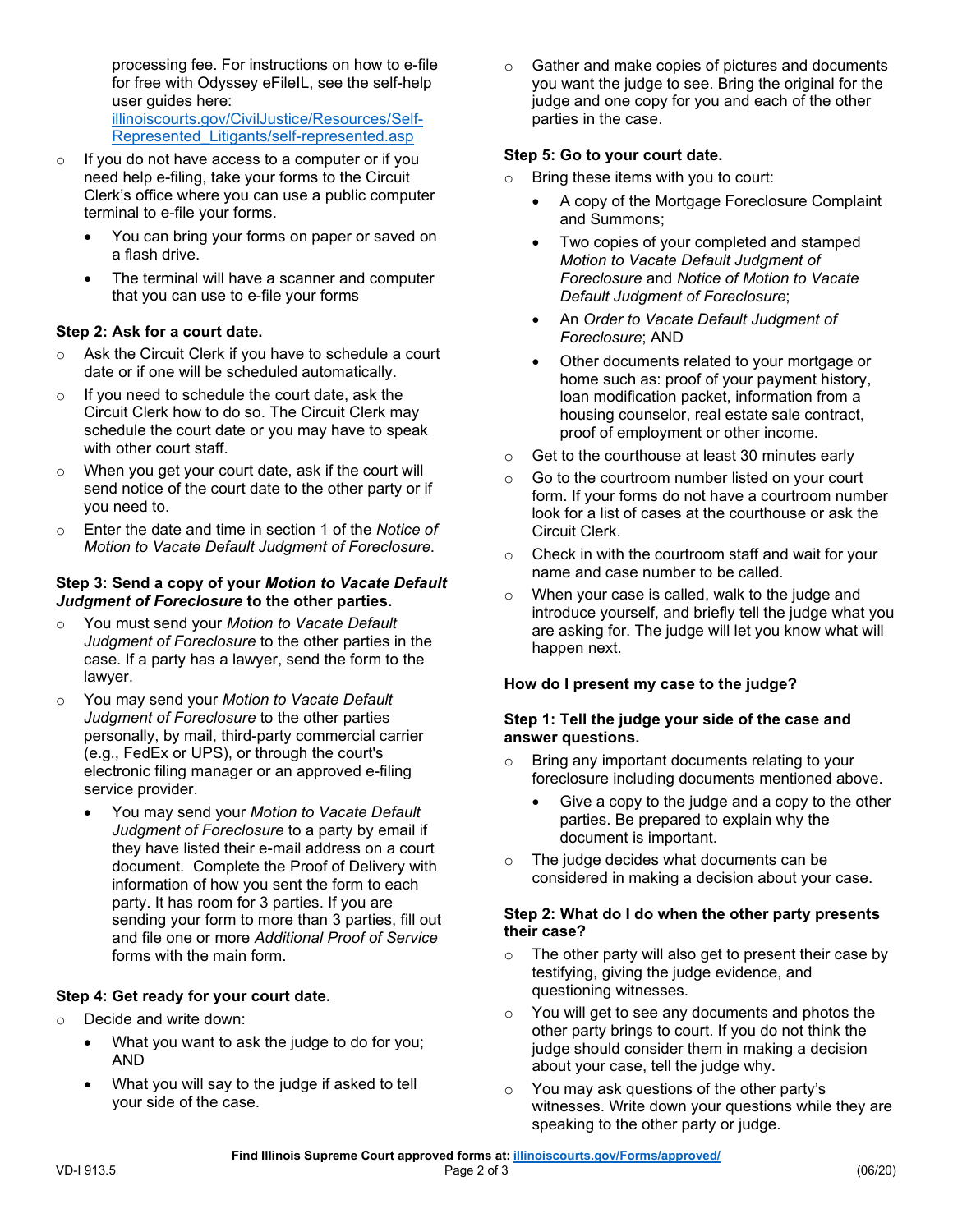processing fee. For instructions on how to e-file for free with Odyssey eFileIL, see the self-help user guides here: [illinoiscourts.gov/CivilJustice/Resources/Self-Represented_Litigants/self-represented.asp](illinoiscourts.gov/CivilJustice/Resources/Self-Represented_Litigants/self-represented.asp)

- If you do not have access to a computer or if you need help e-filing, take your forms to the Circuit Clerk's office where you can use a public computer terminal to e-file your forms.
  - You can bring your forms on paper or saved on a flash drive.
  - The terminal will have a scanner and computer that you can use to e-file your forms

**Step 2: Ask for a court date.**

- Ask the Circuit Clerk if you have to schedule a court date or if one will be scheduled automatically.
- If you need to schedule the court date, ask the Circuit Clerk how to do so. The Circuit Clerk may schedule the court date or you may have to speak with other court staff.
- When you get your court date, ask if the court will send notice of the court date to the other party or if you need to.
- Enter the date and time in section 1 of the *Notice of Motion to Vacate Default Judgment of Foreclosure.*

**Step 3: Send a copy of your *Motion to Vacate Default Judgment of Foreclosure* to the other parties.**

- You must send your *Motion to Vacate Default Judgment of Foreclosure* to the other parties in the case. If a party has a lawyer, send the form to the lawyer.
- You may send your *Motion to Vacate Default Judgment of Foreclosure* to the other parties personally, by mail, third-party commercial carrier (e.g., FedEx or UPS), or through the court's electronic filing manager or an approved e-filing service provider.
  - You may send your *Motion to Vacate Default Judgment of Foreclosure* to a party by email if they have listed their e-mail address on a court document. Complete the Proof of Delivery with information of how you sent the form to each party. It has room for 3 parties. If you are sending your form to more than 3 parties, fill out and file one or more *Additional Proof of Service* forms with the main form.

**Step 4: Get ready for your court date.**

- Decide and write down:
  - What you want to ask the judge to do for you; AND
  - What you will say to the judge if asked to tell your side of the case.
- Gather and make copies of pictures and documents you want the judge to see. Bring the original for the judge and one copy for you and each of the other parties in the case.

**Step 5: Go to your court date.**

- Bring these items with you to court:
  - A copy of the Mortgage Foreclosure Complaint and Summons;
  - Two copies of your completed and stamped *Motion to Vacate Default Judgment of Foreclosure* and *Notice of Motion to Vacate Default Judgment of Foreclosure*;
  - An *Order to Vacate Default Judgment of Foreclosure*; AND
  - Other documents related to your mortgage or home such as: proof of your payment history, loan modification packet, information from a housing counselor, real estate sale contract, proof of employment or other income.
- Get to the courthouse at least 30 minutes early
- Go to the courtroom number listed on your court form. If your forms do not have a courtroom number look for a list of cases at the courthouse or ask the Circuit Clerk.
- Check in with the courtroom staff and wait for your name and case number to be called.
- When your case is called, walk to the judge and introduce yourself, and briefly tell the judge what you are asking for. The judge will let you know what will happen next.

**How do I present my case to the judge?**

**Step 1: Tell the judge your side of the case and answer questions.**

- Bring any important documents relating to your foreclosure including documents mentioned above.
  - Give a copy to the judge and a copy to the other parties. Be prepared to explain why the document is important.
- The judge decides what documents can be considered in making a decision about your case.

**Step 2: What do I do when the other party presents their case?**

- The other party will also get to present their case by testifying, giving the judge evidence, and questioning witnesses.
- You will get to see any documents and photos the other party brings to court. If you do not think the judge should consider them in making a decision about your case, tell the judge why.
- You may ask questions of the other party's witnesses. Write down your questions while they are speaking to the other party or judge.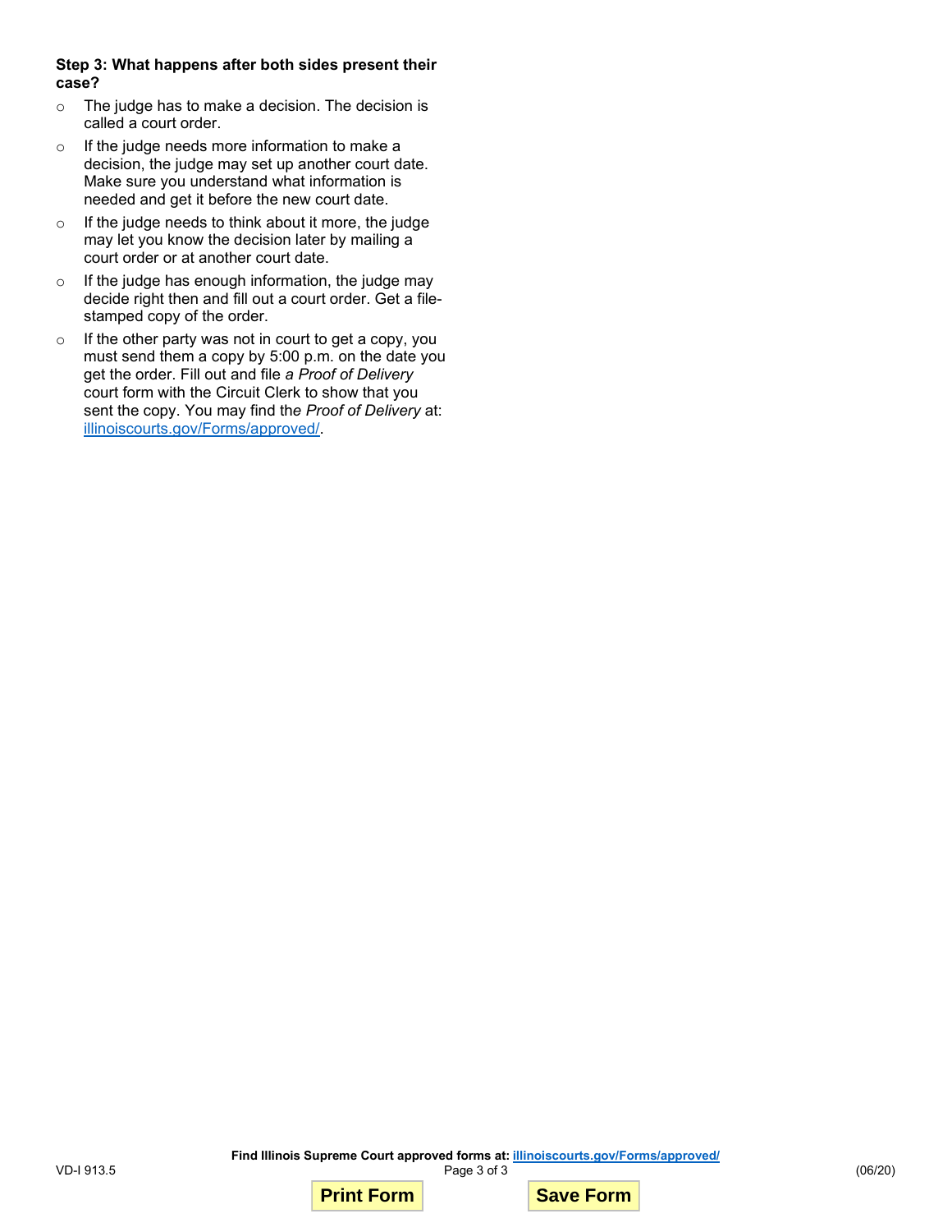**Step 3: What happens after both sides present their case?**

- The judge has to make a decision. The decision is called a court order.
- If the judge needs more information to make a decision, the judge may set up another court date. Make sure you understand what information is needed and get it before the new court date.
- If the judge needs to think about it more, the judge may let you know the decision later by mailing a court order or at another court date.
- If the judge has enough information, the judge may decide right then and fill out a court order. Get a file-stamped copy of the order.
- If the other party was not in court to get a copy, you must send them a copy by 5:00 p.m. on the date you get the order. Fill out and file *a Proof of Delivery* court form with the Circuit Clerk to show that you sent the copy. You may find the *Proof of Delivery* at: [illinoiscourts.gov/Forms/approved/](illinoiscourts.gov/Forms/approved/).